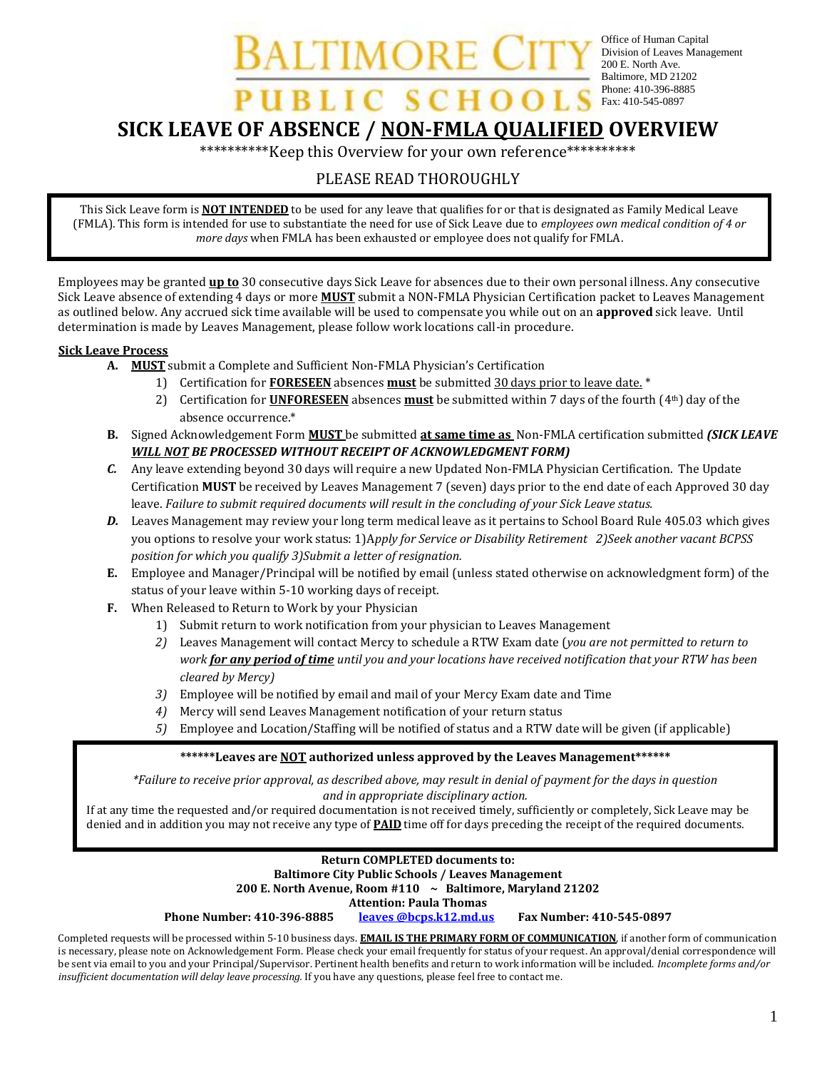# BALTIMORE CITY PUBLIC SCHOOLS

Office of Human Capital
Division of Leaves Management
200 E. North Ave.
Baltimore, MD 21202
Phone: 410-396-8885
Fax: 410-545-0897

## SICK LEAVE OF ABSENCE / NON-FMLA QUALIFIED OVERVIEW

**********Keep this Overview for your own reference**********

PLEASE READ THOROUGHLY

This Sick Leave form is **NOT INTENDED** to be used for any leave that qualifies for or that is designated as Family Medical Leave (FMLA). This form is intended for use to substantiate the need for use of Sick Leave due to *employees own medical condition of 4 or more days* when FMLA has been exhausted or employee does not qualify for FMLA.

Employees may be granted **up to** 30 consecutive days Sick Leave for absences due to their own personal illness. Any consecutive Sick Leave absence of extending 4 days or more **MUST** submit a NON-FMLA Physician Certification packet to Leaves Management as outlined below. Any accrued sick time available will be used to compensate you while out on an **approved** sick leave. Until determination is made by Leaves Management, please follow work locations call-in procedure.

**Sick Leave Process**

- **A.** **MUST** submit a Complete and Sufficient Non-FMLA Physician's Certification
  1) Certification for **FORESEEN** absences **must** be submitted 30 days prior to leave date. *
  2) Certification for **UNFORESEEN** absences **must** be submitted within 7 days of the fourth (4th) day of the absence occurrence.*
- **B.** Signed Acknowledgement Form **MUST** be submitted **at same time as** Non-FMLA certification submitted ***(SICK LEAVE WILL NOT BE PROCESSED WITHOUT RECEIPT OF ACKNOWLEDGMENT FORM)***
- ***C.*** Any leave extending beyond 30 days will require a new Updated Non-FMLA Physician Certification. The Update Certification **MUST** be received by Leaves Management 7 (seven) days prior to the end date of each Approved 30 day leave. *Failure to submit required documents will result in the concluding of your Sick Leave status.*
- ***D.*** Leaves Management may review your long term medical leave as it pertains to School Board Rule 405.03 which gives you options to resolve your work status: 1)*Apply for Service or Disability Retirement 2)Seek another vacant BCPSS position for which you qualify 3)Submit a letter of resignation.*
- **E.** Employee and Manager/Principal will be notified by email (unless stated otherwise on acknowledgment form) of the status of your leave within 5-10 working days of receipt.
- **F.** When Released to Return to Work by your Physician
  1) Submit return to work notification from your physician to Leaves Management
  2) Leaves Management will contact Mercy to schedule a RTW Exam date (*you are not permitted to return to work **for any period of time** until you and your locations have received notification that your RTW has been cleared by Mercy)*
  3) Employee will be notified by email and mail of your Mercy Exam date and Time
  4) Mercy will send Leaves Management notification of your return status
  5) Employee and Location/Staffing will be notified of status and a RTW date will be given (if applicable)

**\*\*\*\*\*\*Leaves are NOT authorized unless approved by the Leaves Management\*\*\*\*\*\***

*\*Failure to receive prior approval, as described above, may result in denial of payment for the days in question and in appropriate disciplinary action.*

If at any time the requested and/or required documentation is not received timely, sufficiently or completely, Sick Leave may be denied and in addition you may not receive any type of **PAID** time off for days preceding the receipt of the required documents.

**Return COMPLETED documents to:**
**Baltimore City Public Schools / Leaves Management**
**200 E. North Avenue, Room #110 ~ Baltimore, Maryland 21202**
**Attention: Paula Thomas**
**Phone Number: 410-396-8885 leaves @bcps.k12.md.us Fax Number: 410-545-0897**

Completed requests will be processed within 5-10 business days. **EMAIL IS THE PRIMARY FORM OF COMMUNICATION**, if another form of communication is necessary, please note on Acknowledgement Form. Please check your email frequently for status of your request. An approval/denial correspondence will be sent via email to you and your Principal/Supervisor. Pertinent health benefits and return to work information will be included. *Incomplete forms and/or insufficient documentation will delay leave processing.* If you have any questions, please feel free to contact me.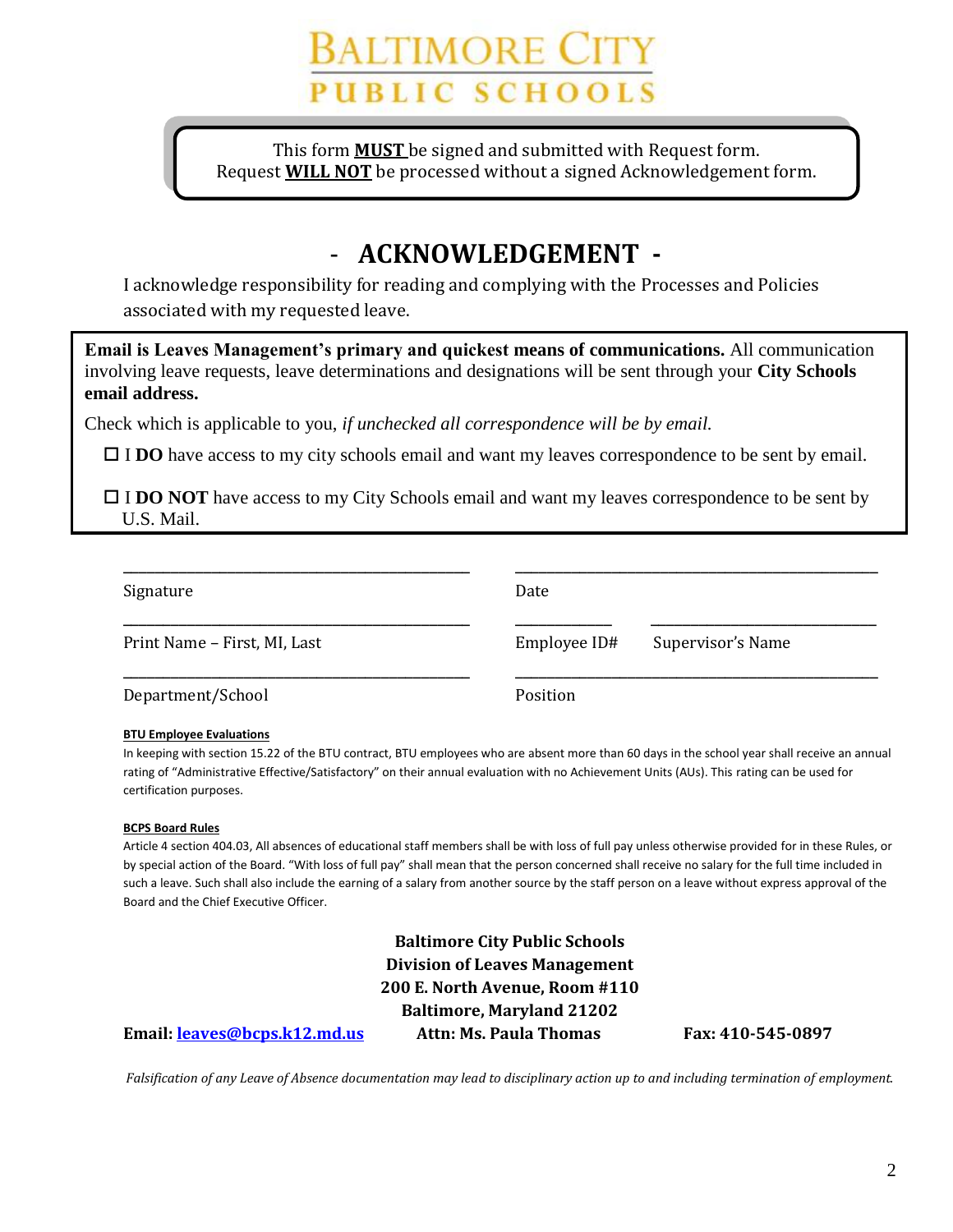BALTIMORE CITY
PUBLIC SCHOOLS

This form **MUST** be signed and submitted with Request form.
Request **WILL NOT** be processed without a signed Acknowledgement form.

# - ACKNOWLEDGEMENT -

I acknowledge responsibility for reading and complying with the Processes and Policies associated with my requested leave.

**Email is Leaves Management's primary and quickest means of communications.** All communication involving leave requests, leave determinations and designations will be sent through your **City Schools email address.**

Check which is applicable to you, *if unchecked all correspondence will be by email.*

☐ I **DO** have access to my city schools email and want my leaves correspondence to be sent by email.

☐ I **DO NOT** have access to my City Schools email and want my leaves correspondence to be sent by U.S. Mail.

| | | |
|---|---|---|
| ______________________ Signature | ______________________ Date | |
| ______________________ Print Name – First, MI, Last | __________ Employee ID# | ______________ Supervisor's Name |
| ______________________ Department/School | ______________________ Position | |

**BTU Employee Evaluations**

In keeping with section 15.22 of the BTU contract, BTU employees who are absent more than 60 days in the school year shall receive an annual rating of "Administrative Effective/Satisfactory" on their annual evaluation with no Achievement Units (AUs). This rating can be used for certification purposes.

**BCPS Board Rules**

Article 4 section 404.03, All absences of educational staff members shall be with loss of full pay unless otherwise provided for in these Rules, or by special action of the Board. "With loss of full pay" shall mean that the person concerned shall receive no salary for the full time included in such a leave. Such shall also include the earning of a salary from another source by the staff person on a leave without express approval of the Board and the Chief Executive Officer.

**Baltimore City Public Schools**
**Division of Leaves Management**
**200 E. North Avenue, Room #110**
**Baltimore, Maryland 21202**
**Attn: Ms. Paula Thomas**

**Email: leaves@bcps.k12.md.us**

**Fax: 410-545-0897**

*Falsification of any Leave of Absence documentation may lead to disciplinary action up to and including termination of employment.*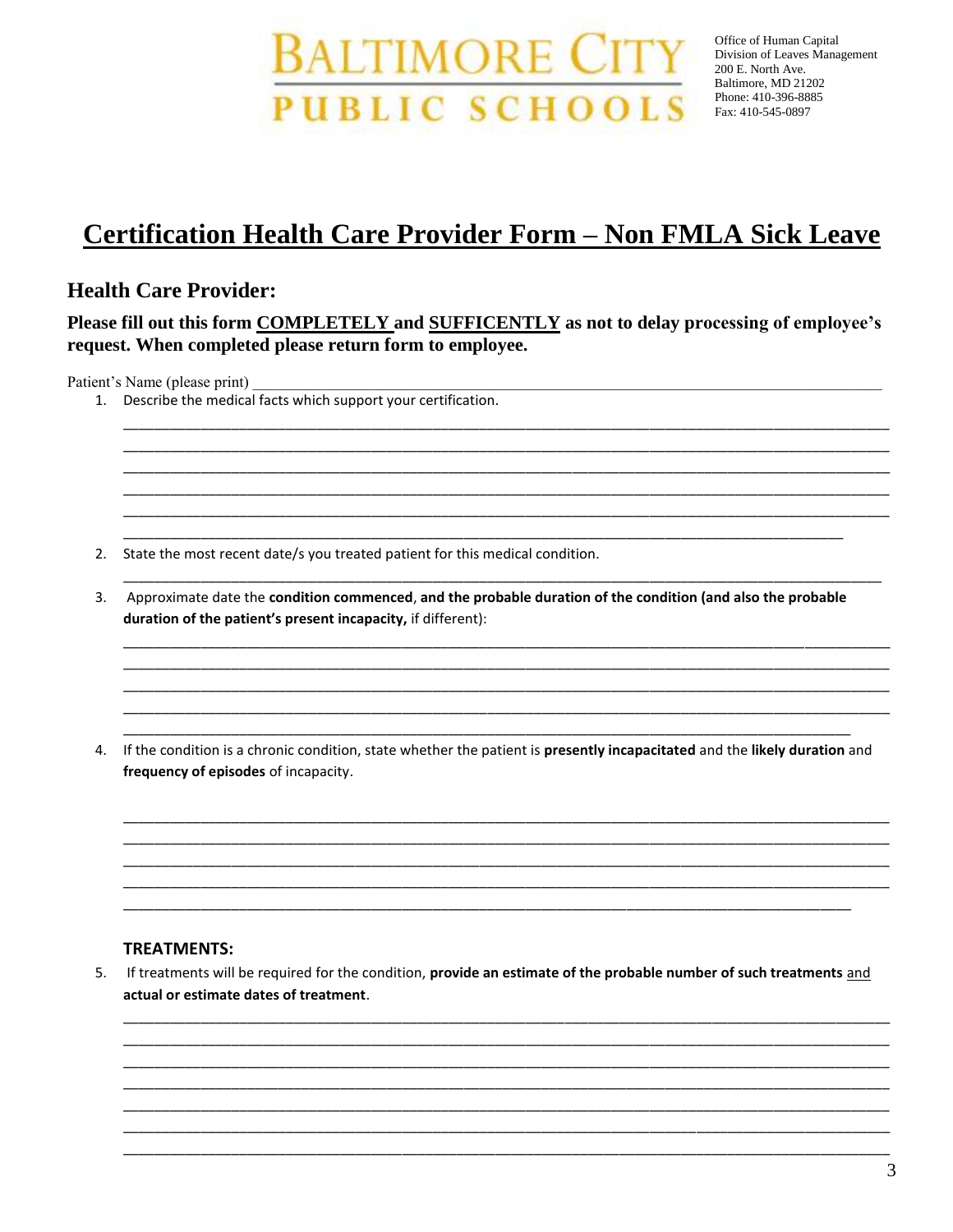BALTIMORE CITY PUBLIC SCHOOLS

Office of Human Capital
Division of Leaves Management
200 E. North Ave.
Baltimore, MD 21202
Phone: 410-396-8885
Fax: 410-545-0897

# Certification Health Care Provider Form – Non FMLA Sick Leave

## Health Care Provider:

**Please fill out this form COMPLETELY and SUFFICENTLY as not to delay processing of employee's request. When completed please return form to employee.**

Patient's Name (please print) ______________________________________________

1. Describe the medical facts which support your certification.

   ______________________________________________
   ______________________________________________
   ______________________________________________
   ______________________________________________
   ______________________________________________
   ______________________________________________

2. State the most recent date/s you treated patient for this medical condition.

   ______________________________________________

3. Approximate date the **condition commenced**, **and the probable duration of the condition (and also the probable duration of the patient's present incapacity,** if different):

   ______________________________________________
   ______________________________________________
   ______________________________________________
   ______________________________________________
   ______________________________________________

4. If the condition is a chronic condition, state whether the patient is **presently incapacitated** and the **likely duration** and **frequency of episodes** of incapacity.

   ______________________________________________
   ______________________________________________
   ______________________________________________
   ______________________________________________
   ______________________________________________

### TREATMENTS:

5. If treatments will be required for the condition, **provide an estimate of the probable number of such treatments** and **actual or estimate dates of treatment**.

   ______________________________________________
   ______________________________________________
   ______________________________________________
   ______________________________________________
   ______________________________________________
   ______________________________________________
   ______________________________________________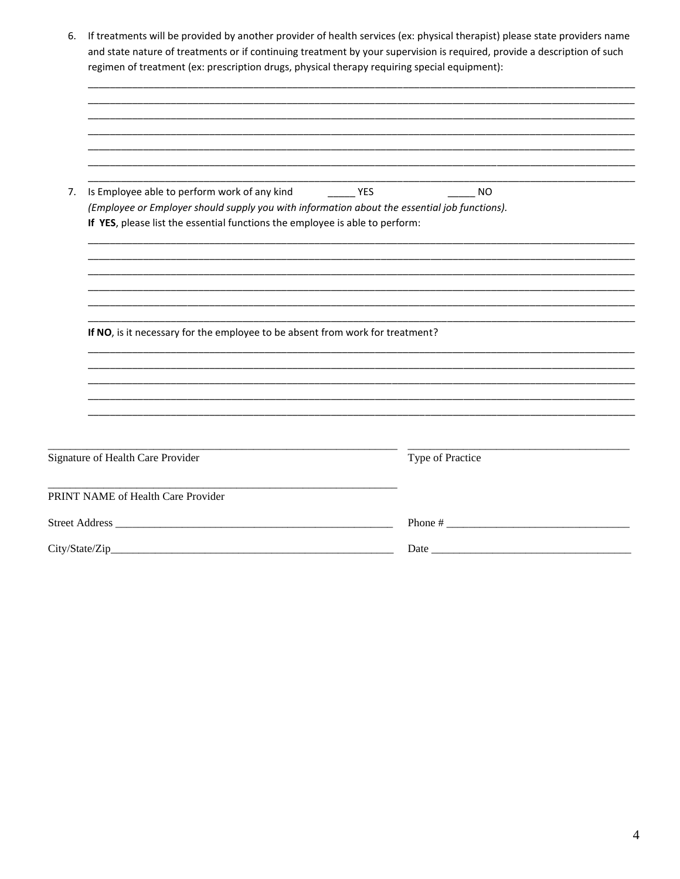6. If treatments will be provided by another provider of health services (ex: physical therapist) please state providers name and state nature of treatments or if continuing treatment by your supervision is required, provide a description of such regimen of treatment (ex: prescription drugs, physical therapy requiring special equipment):

____________________________________________________________________________________________
____________________________________________________________________________________________
____________________________________________________________________________________________
____________________________________________________________________________________________
____________________________________________________________________________________________
____________________________________________________________________________________________
____________________________________________________________________________________________

7. Is Employee able to perform work of any kind _____ YES _____ NO
*(Employee or Employer should supply you with information about the essential job functions).*
**If YES**, please list the essential functions the employee is able to perform:

____________________________________________________________________________________________
____________________________________________________________________________________________
____________________________________________________________________________________________
____________________________________________________________________________________________
____________________________________________________________________________________________
____________________________________________________________________________________________

**If NO**, is it necessary for the employee to be absent from work for treatment?

____________________________________________________________________________________________
____________________________________________________________________________________________
____________________________________________________________________________________________
____________________________________________________________________________________________
____________________________________________________________________________________________

_______________________________________________ _______________________________________
Signature of Health Care Provider Type of Practice

_______________________________________________
PRINT NAME of Health Care Provider

Street Address _______________________________________ Phone # ____________________________

City/State/Zip_______________________________________ Date ______________________________